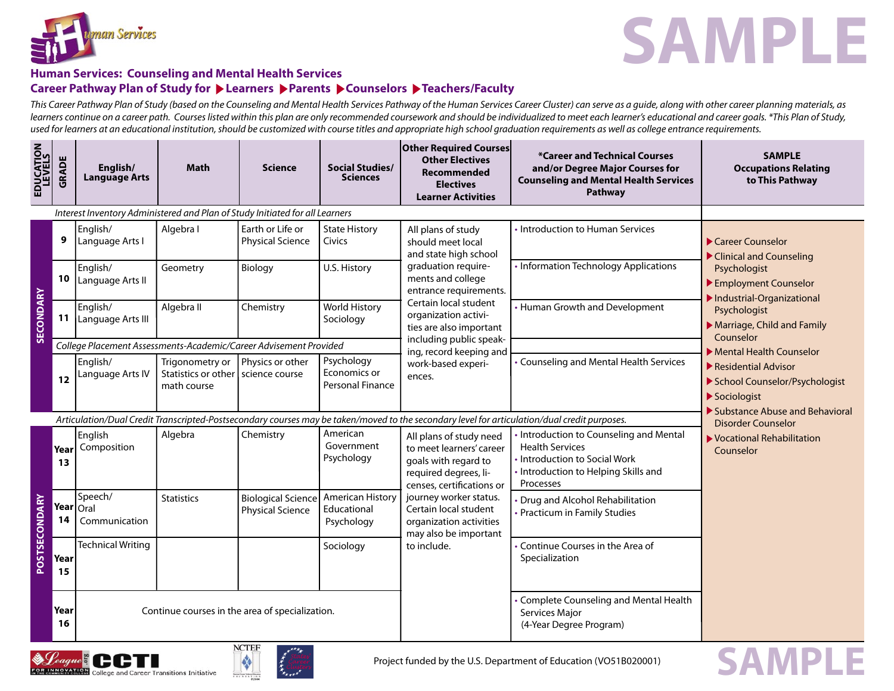SAMPLE

## Human Services: Counseling and Mental Health Services

### Career Pathway Plan of Study for ▶Learners ▶Parents ▶Counselors ▶Teachers/Faculty

*This Career Pathway Plan of Study (based on the Counseling and Mental Health Services Pathway of the Human Services Career Cluster) can serve as a guide, along with other career planning materials, as learners continue on a career path. Courses listed within this plan are only recommended coursework and should be individualized to meet each learner's educational and career goals. *This Plan of Study, used for learners at an educational institution, should be customized with course titles and appropriate high school graduation requirements as well as college entrance requirements.*

| EDUCATION LEVELS | GRADE | English/ Language Arts | Math | Science | Social Studies/ Sciences | Other Required Courses Other Electives Recommended Electives Learner Activities | *Career and Technical Courses and/or Degree Major Courses for Counseling and Mental Health Services Pathway | SAMPLE Occupations Relating to This Pathway |
|---|---|---|---|---|---|---|---|---|
| | *Interest Inventory Administered and Plan of Study Initiated for all Learners* | | | | | | | |
| SECONDARY | 9 | English/ Language Arts I | Algebra I | Earth or Life or Physical Science | State History Civics | All plans of study should meet local and state high school graduation requirements and college entrance requirements. Certain local student organization activities are also important including public speaking, record keeping and work-based experiences. | • Introduction to Human Services | ▶Career Counselor ▶Clinical and Counseling Psychologist ▶Employment Counselor ▶Industrial-Organizational Psychologist ▶Marriage, Child and Family Counselor ▶Mental Health Counselor ▶Residential Advisor ▶School Counselor/Psychologist ▶Sociologist ▶Substance Abuse and Behavioral Disorder Counselor ▶Vocational Rehabilitation Counselor |
| | 10 | English/ Language Arts II | Geometry | Biology | U.S. History | | • Information Technology Applications | |
| | 11 | English/ Language Arts III | Algebra II | Chemistry | World History Sociology | | • Human Growth and Development | |
| | *College Placement Assessments-Academic/Career Advisement Provided* | | | | | | | |
| | 12 | English/ Language Arts IV | Trigonometry or Statistics or other math course | Physics or other science course | Psychology Economics or Personal Finance | | • Counseling and Mental Health Services | |
| | *Articulation/Dual Credit Transcripted-Postsecondary courses may be taken/moved to the secondary level for articulation/dual credit purposes.* | | | | | | | |
| POSTSECONDARY | Year 13 | English Composition | Algebra | Chemistry | American Government Psychology | All plans of study need to meet learners' career goals with regard to required degrees, licenses, certifications or journey worker status. Certain local student organization activities may also be important to include. | • Introduction to Counseling and Mental Health Services • Introduction to Social Work • Introduction to Helping Skills and Processes | |
| | Year 14 | Speech/ Oral Communication | Statistics | Biological Science Physical Science | American History Educational Psychology | | • Drug and Alcohol Rehabilitation • Practicum in Family Studies | |
| | Year 15 | Technical Writing | | | Sociology | | • Continue Courses in the Area of Specialization | |
| | Year 16 | Continue courses in the area of specialization. | | | | | • Complete Counseling and Mental Health Services Major (4-Year Degree Program) | |

Project funded by the U.S. Department of Education (VO51B020001)

SAMPLE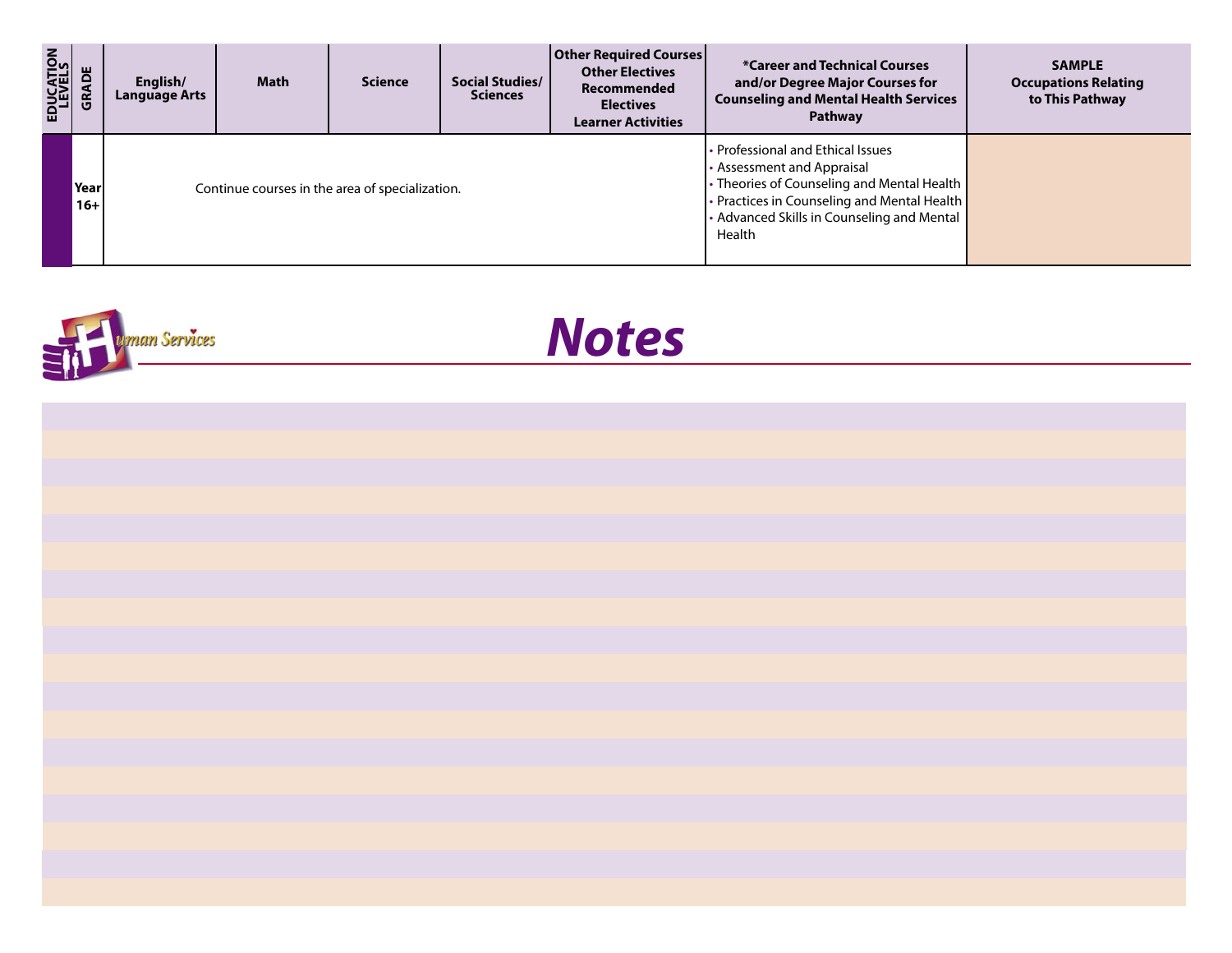| EDUCATION LEVELS | GRADE | English/ Language Arts | Math | Science | Social Studies/ Sciences | Other Required Courses Other Electives Recommended Electives Learner Activities | *Career and Technical Courses and/or Degree Major Courses for Counseling and Mental Health Services Pathway | SAMPLE Occupations Relating to This Pathway |
|---|---|---|---|---|---|---|---|---|
| | Year 16+ | Continue courses in the area of specialization. | | | | | • Professional and Ethical Issues<br>• Assessment and Appraisal<br>• Theories of Counseling and Mental Health<br>• Practices in Counseling and Mental Health<br>• Advanced Skills in Counseling and Mental Health | |

# Notes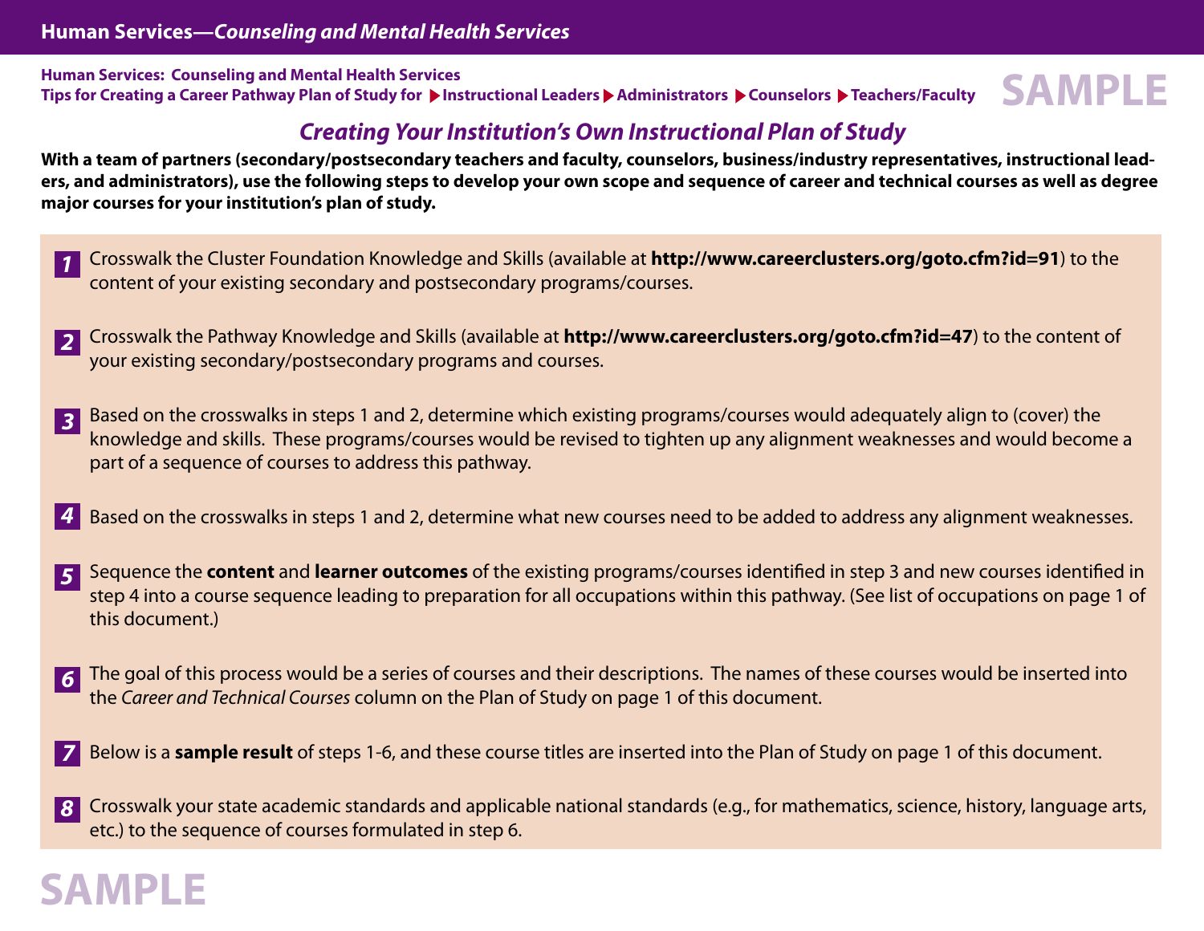Human Services: Counseling and Mental Health Services

Tips for Creating a Career Pathway Plan of Study for ▶Instructional Leaders ▶Administrators ▶Counselors ▶Teachers/Faculty

SAMPLE

## *Creating Your Institution's Own Instructional Plan of Study*

**With a team of partners (secondary/postsecondary teachers and faculty, counselors, business/industry representatives, instructional leaders, and administrators), use the following steps to develop your own scope and sequence of career and technical courses as well as degree major courses for your institution's plan of study.**

1. Crosswalk the Cluster Foundation Knowledge and Skills (available at **http://www.careerclusters.org/goto.cfm?id=91**) to the content of your existing secondary and postsecondary programs/courses.

2. Crosswalk the Pathway Knowledge and Skills (available at **http://www.careerclusters.org/goto.cfm?id=47**) to the content of your existing secondary/postsecondary programs and courses.

3. Based on the crosswalks in steps 1 and 2, determine which existing programs/courses would adequately align to (cover) the knowledge and skills. These programs/courses would be revised to tighten up any alignment weaknesses and would become a part of a sequence of courses to address this pathway.

4. Based on the crosswalks in steps 1 and 2, determine what new courses need to be added to address any alignment weaknesses.

5. Sequence the **content** and **learner outcomes** of the existing programs/courses identified in step 3 and new courses identified in step 4 into a course sequence leading to preparation for all occupations within this pathway. (See list of occupations on page 1 of this document.)

6. The goal of this process would be a series of courses and their descriptions. The names of these courses would be inserted into the *Career and Technical Courses* column on the Plan of Study on page 1 of this document.

7. Below is a **sample result** of steps 1-6, and these course titles are inserted into the Plan of Study on page 1 of this document.

8. Crosswalk your state academic standards and applicable national standards (e.g., for mathematics, science, history, language arts, etc.) to the sequence of courses formulated in step 6.

SAMPLE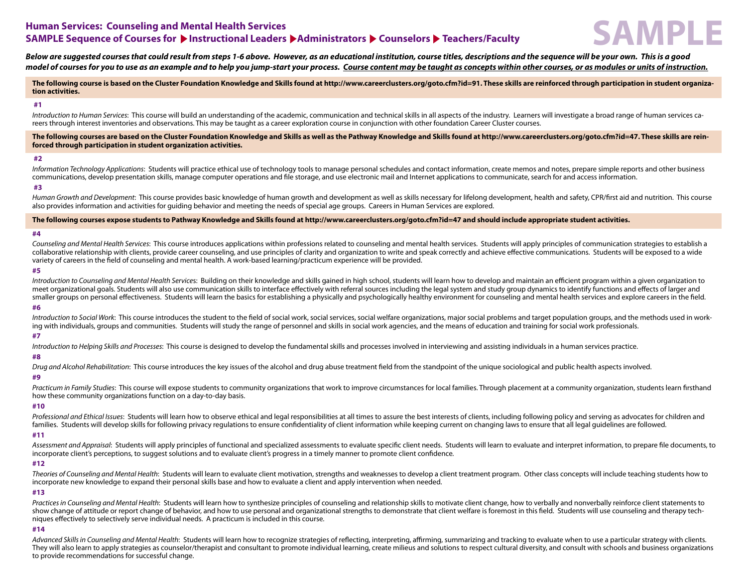## Human Services: Counseling and Mental Health Services
## SAMPLE Sequence of Courses for ▶Instructional Leaders ▶Administrators ▶ Counselors ▶ Teachers/Faculty

SAMPLE

***Below are suggested courses that could result from steps 1-6 above. However, as an educational institution, course titles, descriptions and the sequence will be your own. This is a good model of courses for you to use as an example and to help you jump-start your process. Course content may be taught as concepts within other courses, or as modules or units of instruction.***

**The following course is based on the Cluster Foundation Knowledge and Skills found at http://www.careerclusters.org/goto.cfm?id=91. These skills are reinforced through participation in student organization activities.**

**#1**

*Introduction to Human Services*: This course will build an understanding of the academic, communication and technical skills in all aspects of the industry. Learners will investigate a broad range of human services careers through interest inventories and observations. This may be taught as a career exploration course in conjunction with other foundation Career Cluster courses.

**The following courses are based on the Cluster Foundation Knowledge and Skills as well as the Pathway Knowledge and Skills found at http://www.careerclusters.org/goto.cfm?id=47. These skills are reinforced through participation in student organization activities.**

**#2**

*Information Technology Applications*: Students will practice ethical use of technology tools to manage personal schedules and contact information, create memos and notes, prepare simple reports and other business communications, develop presentation skills, manage computer operations and file storage, and use electronic mail and Internet applications to communicate, search for and access information.

**#3**

*Human Growth and Development*: This course provides basic knowledge of human growth and development as well as skills necessary for lifelong development, health and safety, CPR/first aid and nutrition. This course also provides information and activities for guiding behavior and meeting the needs of special age groups. Careers in Human Services are explored.

**The following courses expose students to Pathway Knowledge and Skills found at http://www.careerclusters.org/goto.cfm?id=47 and should include appropriate student activities.**

**#4**

*Counseling and Mental Health Services*: This course introduces applications within professions related to counseling and mental health services. Students will apply principles of communication strategies to establish a collaborative relationship with clients, provide career counseling, and use principles of clarity and organization to write and speak correctly and achieve effective communications. Students will be exposed to a wide variety of careers in the field of counseling and mental health. A work-based learning/practicum experience will be provided.

**#5**

*Introduction to Counseling and Mental Health Services*: Building on their knowledge and skills gained in high school, students will learn how to develop and maintain an efficient program within a given organization to meet organizational goals. Students will also use communication skills to interface effectively with referral sources including the legal system and study group dynamics to identify functions and effects of larger and smaller groups on personal effectiveness. Students will learn the basics for establishing a physically and psychologically healthy environment for counseling and mental health services and explore careers in the field.

**#6**

*Introduction to Social Work*: This course introduces the student to the field of social work, social services, social welfare organizations, major social problems and target population groups, and the methods used in working with individuals, groups and communities. Students will study the range of personnel and skills in social work agencies, and the means of education and training for social work professionals.

**#7**

*Introduction to Helping Skills and Processes*: This course is designed to develop the fundamental skills and processes involved in interviewing and assisting individuals in a human services practice.

**#8**

*Drug and Alcohol Rehabilitation*: This course introduces the key issues of the alcohol and drug abuse treatment field from the standpoint of the unique sociological and public health aspects involved.

**#9**

*Practicum in Family Studies*: This course will expose students to community organizations that work to improve circumstances for local families. Through placement at a community organization, students learn firsthand how these community organizations function on a day-to-day basis.

**#10**

*Professional and Ethical Issues*: Students will learn how to observe ethical and legal responsibilities at all times to assure the best interests of clients, including following policy and serving as advocates for children and families. Students will develop skills for following privacy regulations to ensure confidentiality of client information while keeping current on changing laws to ensure that all legal guidelines are followed.

**#11**

*Assessment and Appraisal*: Students will apply principles of functional and specialized assessments to evaluate specific client needs. Students will learn to evaluate and interpret information, to prepare file documents, to incorporate client's perceptions, to suggest solutions and to evaluate client's progress in a timely manner to promote client confidence.

**#12**

*Theories of Counseling and Mental Health*: Students will learn to evaluate client motivation, strengths and weaknesses to develop a client treatment program. Other class concepts will include teaching students how to incorporate new knowledge to expand their personal skills base and how to evaluate a client and apply intervention when needed.

**#13**

*Practices in Counseling and Mental Health*: Students will learn how to synthesize principles of counseling and relationship skills to motivate client change, how to verbally and nonverbally reinforce client statements to show change of attitude or report change of behavior, and how to use personal and organizational strengths to demonstrate that client welfare is foremost in this field. Students will use counseling and therapy techniques effectively to selectively serve individual needs. A practicum is included in this course.

**#14**

*Advanced Skills in Counseling and Mental Health*: Students will learn how to recognize strategies of reflecting, interpreting, affirming, summarizing and tracking to evaluate when to use a particular strategy with clients. They will also learn to apply strategies as counselor/therapist and consultant to promote individual learning, create milieus and solutions to respect cultural diversity, and consult with schools and business organizations to provide recommendations for successful change.